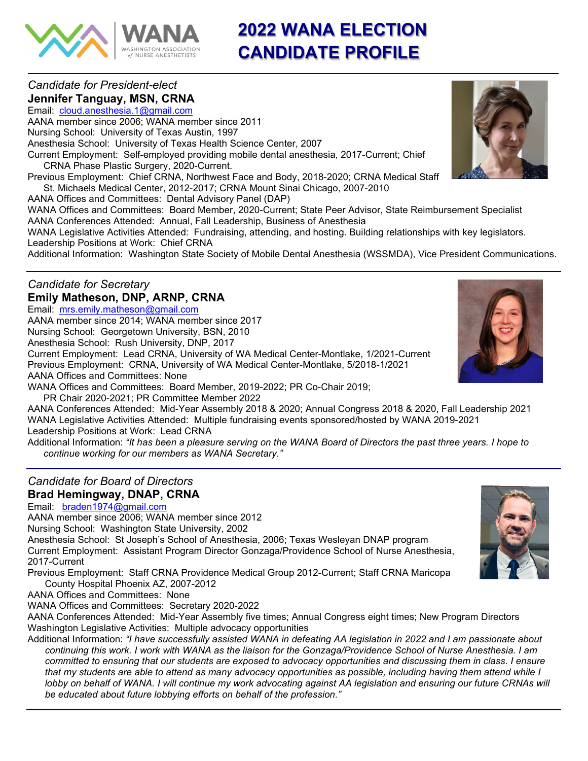# 2022 WANA ELECTION CANDIDATE PROFILE

WANA — Washington Association of Nurse Anesthetists

---

*Candidate for President-elect*

## Jennifer Tanguay, MSN, CRNA

Email: cloud.anesthesia.1@gmail.com
AANA member since 2006; WANA member since 2011
Nursing School: University of Texas Austin, 1997
Anesthesia School: University of Texas Health Science Center, 2007
Current Employment: Self-employed providing mobile dental anesthesia, 2017-Current; Chief CRNA Phase Plastic Surgery, 2020-Current.
Previous Employment: Chief CRNA, Northwest Face and Body, 2018-2020; CRNA Medical Staff St. Michaels Medical Center, 2012-2017; CRNA Mount Sinai Chicago, 2007-2010
AANA Offices and Committees: Dental Advisory Panel (DAP)
WANA Offices and Committees: Board Member, 2020-Current; State Peer Advisor, State Reimbursement Specialist
AANA Conferences Attended: Annual, Fall Leadership, Business of Anesthesia
WANA Legislative Activities Attended: Fundraising, attending, and hosting. Building relationships with key legislators.
Leadership Positions at Work: Chief CRNA
Additional Information: Washington State Society of Mobile Dental Anesthesia (WSSMDA), Vice President Communications.

---

*Candidate for Secretary*

## Emily Matheson, DNP, ARNP, CRNA

Email: mrs.emily.matheson@gmail.com
AANA member since 2014; WANA member since 2017
Nursing School: Georgetown University, BSN, 2010
Anesthesia School: Rush University, DNP, 2017
Current Employment: Lead CRNA, University of WA Medical Center-Montlake, 1/2021-Current
Previous Employment: CRNA, University of WA Medical Center-Montlake, 5/2018-1/2021
AANA Offices and Committees: None
WANA Offices and Committees: Board Member, 2019-2022; PR Co-Chair 2019; PR Chair 2020-2021; PR Committee Member 2022
AANA Conferences Attended: Mid-Year Assembly 2018 & 2020; Annual Congress 2018 & 2020, Fall Leadership 2021
WANA Legislative Activities Attended: Multiple fundraising events sponsored/hosted by WANA 2019-2021
Leadership Positions at Work: Lead CRNA
Additional Information: *"It has been a pleasure serving on the WANA Board of Directors the past three years. I hope to continue working for our members as WANA Secretary."*

---

*Candidate for Board of Directors*

## Brad Hemingway, DNAP, CRNA

Email: braden1974@gmail.com
AANA member since 2006; WANA member since 2012
Nursing School: Washington State University, 2002
Anesthesia School: St Joseph's School of Anesthesia, 2006; Texas Wesleyan DNAP program
Current Employment: Assistant Program Director Gonzaga/Providence School of Nurse Anesthesia, 2017-Current
Previous Employment: Staff CRNA Providence Medical Group 2012-Current; Staff CRNA Maricopa County Hospital Phoenix AZ, 2007-2012
AANA Offices and Committees: None
WANA Offices and Committees: Secretary 2020-2022
AANA Conferences Attended: Mid-Year Assembly five times; Annual Congress eight times; New Program Directors
Washington Legislative Activities: Multiple advocacy opportunities
Additional Information: *"I have successfully assisted WANA in defeating AA legislation in 2022 and I am passionate about continuing this work. I work with WANA as the liaison for the Gonzaga/Providence School of Nurse Anesthesia. I am committed to ensuring that our students are exposed to advocacy opportunities and discussing them in class. I ensure that my students are able to attend as many advocacy opportunities as possible, including having them attend while I lobby on behalf of WANA. I will continue my work advocating against AA legislation and ensuring our future CRNAs will be educated about future lobbying efforts on behalf of the profession."*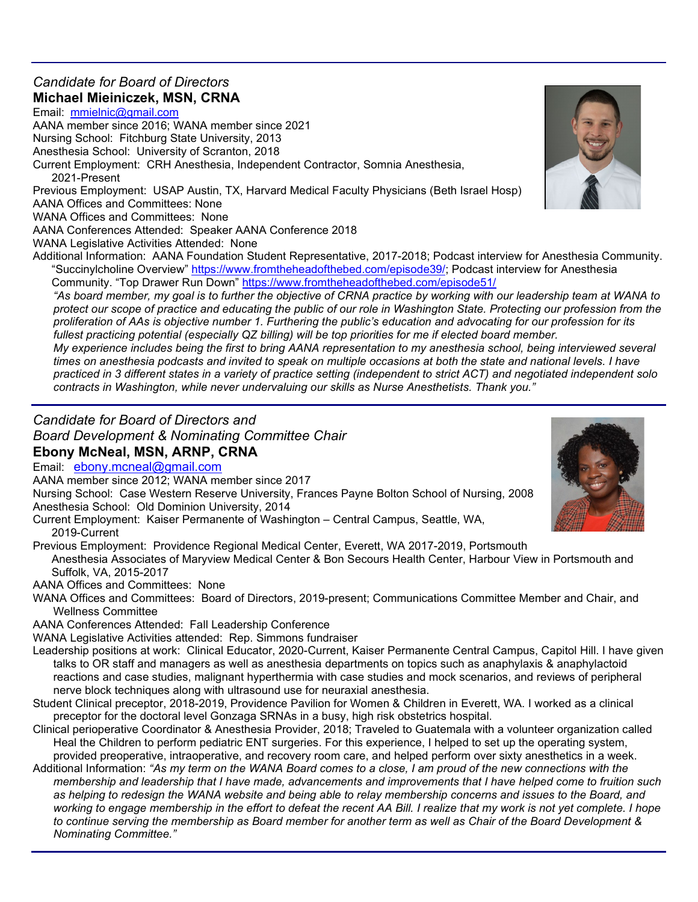*Candidate for Board of Directors*

**Michael Mieiniczek, MSN, CRNA**

Email: mmielnic@gmail.com

AANA member since 2016; WANA member since 2021

Nursing School: Fitchburg State University, 2013

Anesthesia School: University of Scranton, 2018

Current Employment: CRH Anesthesia, Independent Contractor, Somnia Anesthesia, 2021-Present

Previous Employment: USAP Austin, TX, Harvard Medical Faculty Physicians (Beth Israel Hosp)

AANA Offices and Committees: None

WANA Offices and Committees: None

AANA Conferences Attended: Speaker AANA Conference 2018

WANA Legislative Activities Attended: None

Additional Information: AANA Foundation Student Representative, 2017-2018; Podcast interview for Anesthesia Community. "Succinylcholine Overview" https://www.fromtheheadofthebed.com/episode39/; Podcast interview for Anesthesia Community. "Top Drawer Run Down" https://www.fromtheheadofthebed.com/episode51/

*"As board member, my goal is to further the objective of CRNA practice by working with our leadership team at WANA to protect our scope of practice and educating the public of our role in Washington State. Protecting our profession from the proliferation of AAs is objective number 1. Furthering the public's education and advocating for our profession for its fullest practicing potential (especially QZ billing) will be top priorities for me if elected board member.*

*My experience includes being the first to bring AANA representation to my anesthesia school, being interviewed several times on anesthesia podcasts and invited to speak on multiple occasions at both the state and national levels. I have practiced in 3 different states in a variety of practice setting (independent to strict ACT) and negotiated independent solo contracts in Washington, while never undervaluing our skills as Nurse Anesthetists. Thank you."*

---

*Candidate for Board of Directors and*
*Board Development & Nominating Committee Chair*

**Ebony McNeal, MSN, ARNP, CRNA**

Email: ebony.mcneal@gmail.com

AANA member since 2012; WANA member since 2017

Nursing School: Case Western Reserve University, Frances Payne Bolton School of Nursing, 2008

Anesthesia School: Old Dominion University, 2014

Current Employment: Kaiser Permanente of Washington – Central Campus, Seattle, WA, 2019-Current

Previous Employment: Providence Regional Medical Center, Everett, WA 2017-2019, Portsmouth Anesthesia Associates of Maryview Medical Center & Bon Secours Health Center, Harbour View in Portsmouth and Suffolk, VA, 2015-2017

AANA Offices and Committees: None

WANA Offices and Committees: Board of Directors, 2019-present; Communications Committee Member and Chair, and Wellness Committee

AANA Conferences Attended: Fall Leadership Conference

WANA Legislative Activities attended: Rep. Simmons fundraiser

Leadership positions at work: Clinical Educator, 2020-Current, Kaiser Permanente Central Campus, Capitol Hill. I have given talks to OR staff and managers as well as anesthesia departments on topics such as anaphylaxis & anaphylactoid reactions and case studies, malignant hyperthermia with case studies and mock scenarios, and reviews of peripheral nerve block techniques along with ultrasound use for neuraxial anesthesia.

Student Clinical preceptor, 2018-2019, Providence Pavilion for Women & Children in Everett, WA. I worked as a clinical preceptor for the doctoral level Gonzaga SRNAs in a busy, high risk obstetrics hospital.

Clinical perioperative Coordinator & Anesthesia Provider, 2018; Traveled to Guatemala with a volunteer organization called Heal the Children to perform pediatric ENT surgeries. For this experience, I helped to set up the operating system, provided preoperative, intraoperative, and recovery room care, and helped perform over sixty anesthetics in a week.

Additional Information: *"As my term on the WANA Board comes to a close, I am proud of the new connections with the membership and leadership that I have made, advancements and improvements that I have helped come to fruition such as helping to redesign the WANA website and being able to relay membership concerns and issues to the Board, and working to engage membership in the effort to defeat the recent AA Bill. I realize that my work is not yet complete. I hope to continue serving the membership as Board member for another term as well as Chair of the Board Development & Nominating Committee."*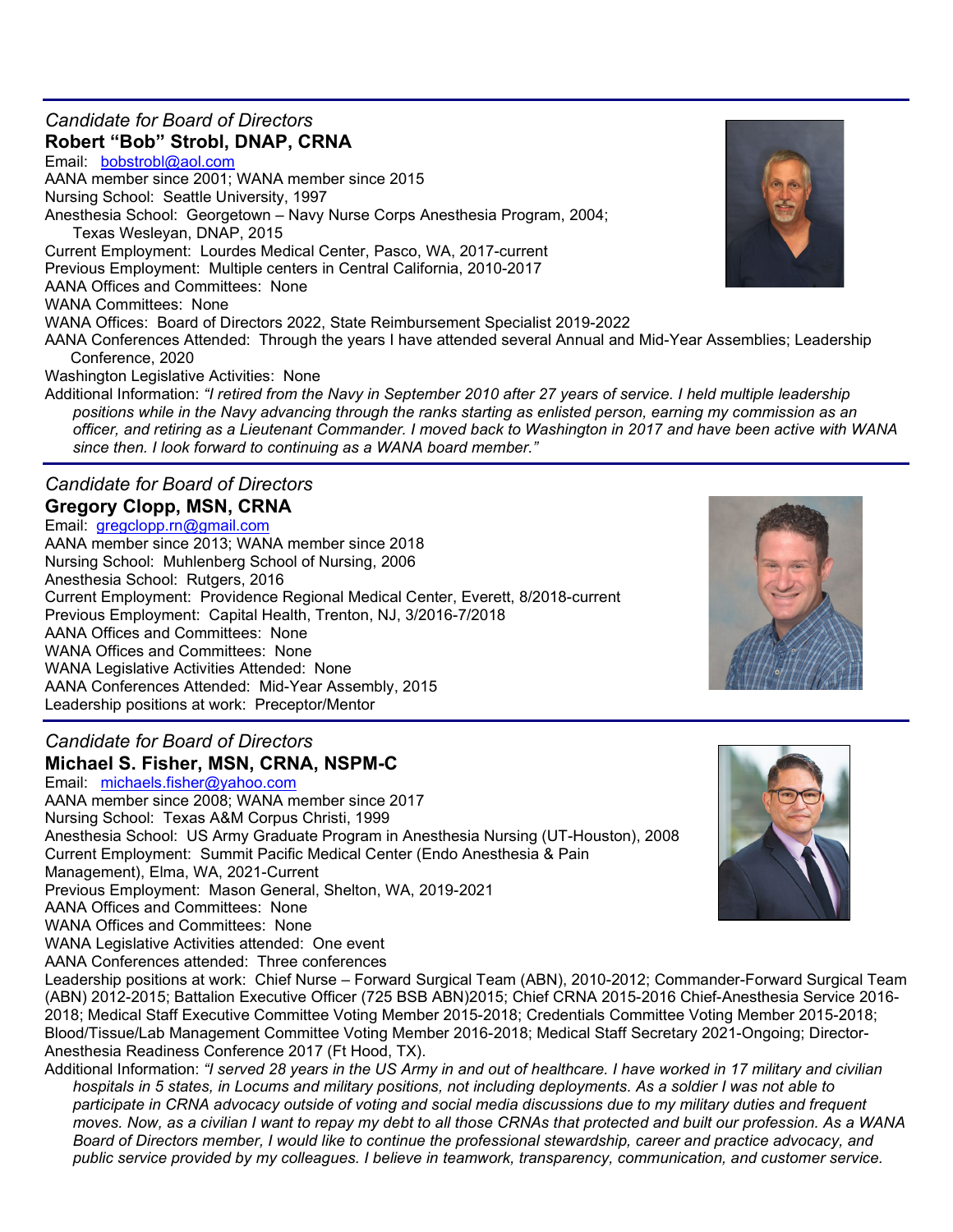*Candidate for Board of Directors*

## Robert "Bob" Strobl, DNAP, CRNA

Email: bobstrobl@aol.com
AANA member since 2001; WANA member since 2015
Nursing School: Seattle University, 1997
Anesthesia School: Georgetown – Navy Nurse Corps Anesthesia Program, 2004; Texas Wesleyan, DNAP, 2015
Current Employment: Lourdes Medical Center, Pasco, WA, 2017-current
Previous Employment: Multiple centers in Central California, 2010-2017
AANA Offices and Committees: None
WANA Committees: None
WANA Offices: Board of Directors 2022, State Reimbursement Specialist 2019-2022
AANA Conferences Attended: Through the years I have attended several Annual and Mid-Year Assemblies; Leadership Conference, 2020
Washington Legislative Activities: None
Additional Information: *"I retired from the Navy in September 2010 after 27 years of service. I held multiple leadership positions while in the Navy advancing through the ranks starting as enlisted person, earning my commission as an officer, and retiring as a Lieutenant Commander. I moved back to Washington in 2017 and have been active with WANA since then. I look forward to continuing as a WANA board member."*

---

*Candidate for Board of Directors*

## Gregory Clopp, MSN, CRNA

Email: gregclopp.rn@gmail.com
AANA member since 2013; WANA member since 2018
Nursing School: Muhlenberg School of Nursing, 2006
Anesthesia School: Rutgers, 2016
Current Employment: Providence Regional Medical Center, Everett, 8/2018-current
Previous Employment: Capital Health, Trenton, NJ, 3/2016-7/2018
AANA Offices and Committees: None
WANA Offices and Committees: None
WANA Legislative Activities Attended: None
AANA Conferences Attended: Mid-Year Assembly, 2015
Leadership positions at work: Preceptor/Mentor

---

*Candidate for Board of Directors*

## Michael S. Fisher, MSN, CRNA, NSPM-C

Email: michaels.fisher@yahoo.com
AANA member since 2008; WANA member since 2017
Nursing School: Texas A&M Corpus Christi, 1999
Anesthesia School: US Army Graduate Program in Anesthesia Nursing (UT-Houston), 2008
Current Employment: Summit Pacific Medical Center (Endo Anesthesia & Pain Management), Elma, WA, 2021-Current
Previous Employment: Mason General, Shelton, WA, 2019-2021
AANA Offices and Committees: None
WANA Offices and Committees: None
WANA Legislative Activities attended: One event
AANA Conferences attended: Three conferences
Leadership positions at work: Chief Nurse – Forward Surgical Team (ABN), 2010-2012; Commander-Forward Surgical Team (ABN) 2012-2015; Battalion Executive Officer (725 BSB ABN)2015; Chief CRNA 2015-2016 Chief-Anesthesia Service 2016-2018; Medical Staff Executive Committee Voting Member 2015-2018; Credentials Committee Voting Member 2015-2018; Blood/Tissue/Lab Management Committee Voting Member 2016-2018; Medical Staff Secretary 2021-Ongoing; Director-Anesthesia Readiness Conference 2017 (Ft Hood, TX).
Additional Information: *"I served 28 years in the US Army in and out of healthcare. I have worked in 17 military and civilian hospitals in 5 states, in Locums and military positions, not including deployments. As a soldier I was not able to participate in CRNA advocacy outside of voting and social media discussions due to my military duties and frequent moves. Now, as a civilian I want to repay my debt to all those CRNAs that protected and built our profession. As a WANA Board of Directors member, I would like to continue the professional stewardship, career and practice advocacy, and public service provided by my colleagues. I believe in teamwork, transparency, communication, and customer service.*